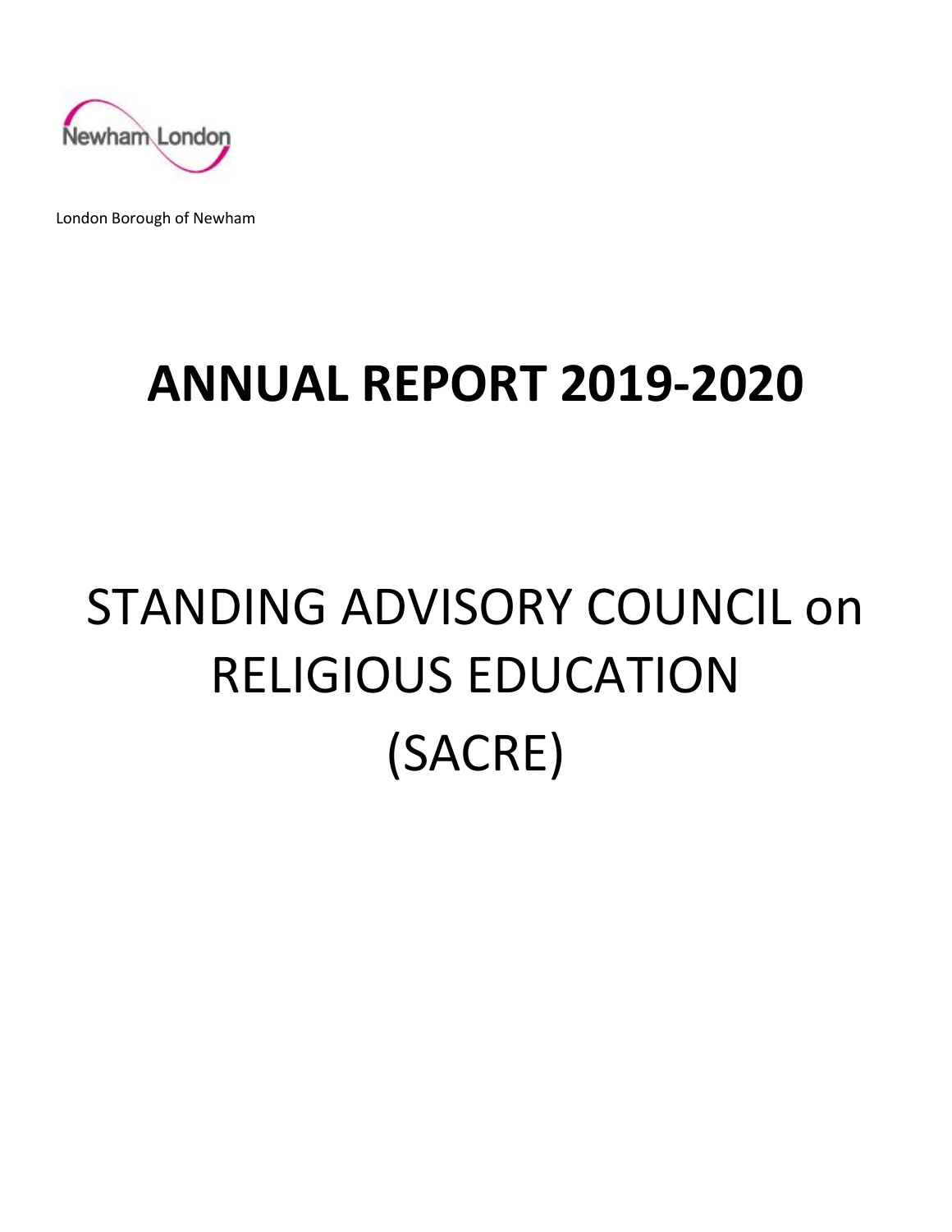Newham London

London Borough of Newham

# ANNUAL REPORT 2019-2020

# STANDING ADVISORY COUNCIL on RELIGIOUS EDUCATION (SACRE)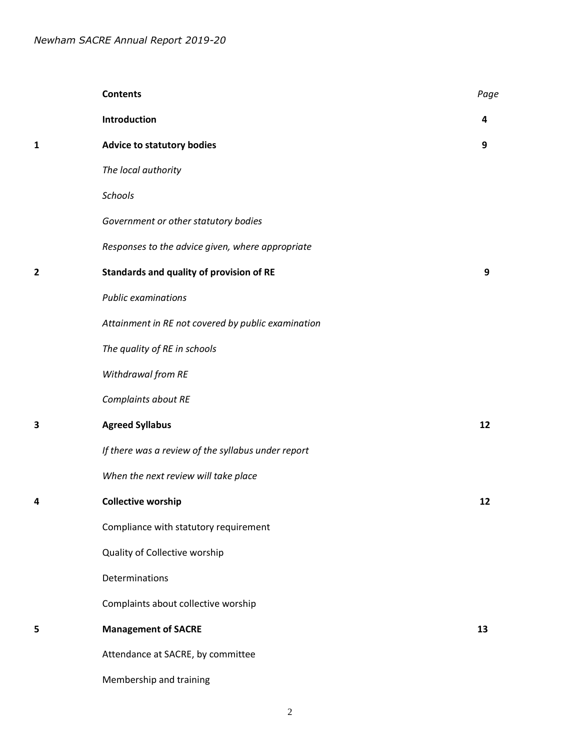| | **Contents** | *Page* |
|---|---|---|
| | **Introduction** | **4** |
| **1** | **Advice to statutory bodies** | **9** |
| | *The local authority* | |
| | *Schools* | |
| | *Government or other statutory bodies* | |
| | *Responses to the advice given, where appropriate* | |
| **2** | **Standards and quality of provision of RE** | **9** |
| | *Public examinations* | |
| | *Attainment in RE not covered by public examination* | |
| | *The quality of RE in schools* | |
| | *Withdrawal from RE* | |
| | *Complaints about RE* | |
| **3** | **Agreed Syllabus** | **12** |
| | *If there was a review of the syllabus under report* | |
| | *When the next review will take place* | |
| **4** | **Collective worship** | **12** |
| | Compliance with statutory requirement | |
| | Quality of Collective worship | |
| | Determinations | |
| | Complaints about collective worship | |
| **5** | **Management of SACRE** | **13** |
| | Attendance at SACRE, by committee | |
| | Membership and training | |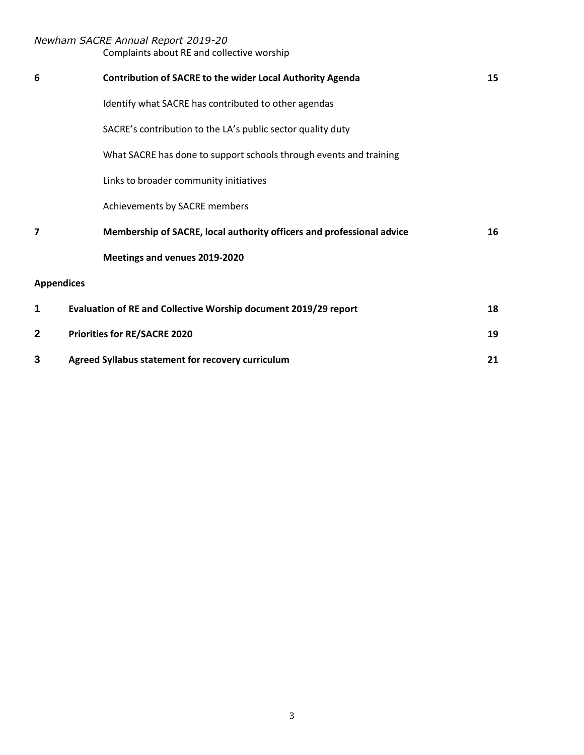Complaints about RE and collective worship

| | | |
|---|---|---|
| **6** | **Contribution of SACRE to the wider Local Authority Agenda** | **15** |
| | Identify what SACRE has contributed to other agendas | |
| | SACRE's contribution to the LA's public sector quality duty | |
| | What SACRE has done to support schools through events and training | |
| | Links to broader community initiatives | |
| | Achievements by SACRE members | |
| **7** | **Membership of SACRE, local authority officers and professional advice** | **16** |
| | **Meetings and venues 2019-2020** | |

**Appendices**

| | | |
|---|---|---|
| **1** | **Evaluation of RE and Collective Worship document 2019/29 report** | **18** |
| **2** | **Priorities for RE/SACRE 2020** | **19** |
| **3** | **Agreed Syllabus statement for recovery curriculum** | **21** |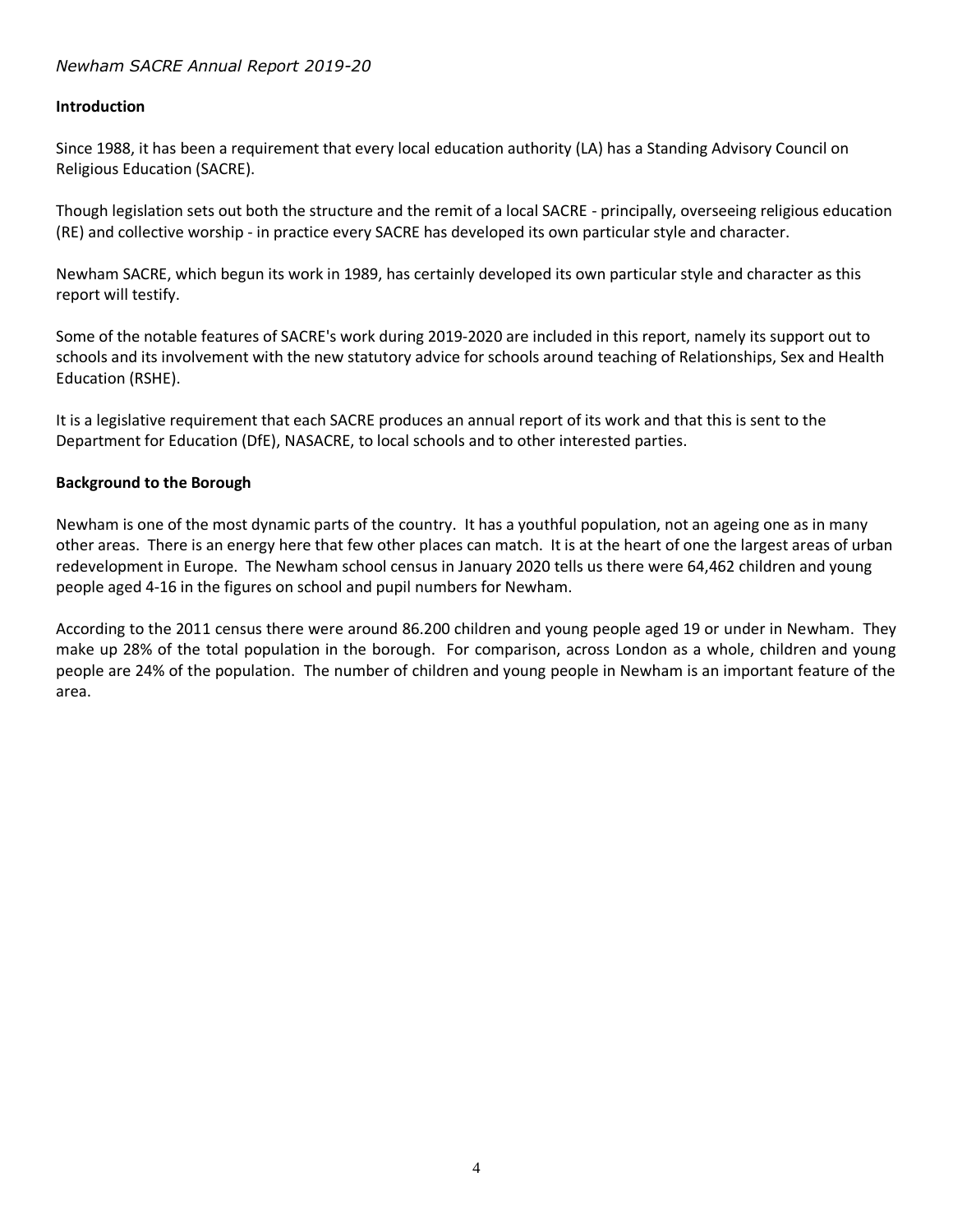## Introduction

Since 1988, it has been a requirement that every local education authority (LA) has a Standing Advisory Council on Religious Education (SACRE).

Though legislation sets out both the structure and the remit of a local SACRE - principally, overseeing religious education (RE) and collective worship - in practice every SACRE has developed its own particular style and character.

Newham SACRE, which begun its work in 1989, has certainly developed its own particular style and character as this report will testify.

Some of the notable features of SACRE's work during 2019-2020 are included in this report, namely its support out to schools and its involvement with the new statutory advice for schools around teaching of Relationships, Sex and Health Education (RSHE).

It is a legislative requirement that each SACRE produces an annual report of its work and that this is sent to the Department for Education (DfE), NASACRE, to local schools and to other interested parties.

## Background to the Borough

Newham is one of the most dynamic parts of the country. It has a youthful population, not an ageing one as in many other areas. There is an energy here that few other places can match. It is at the heart of one the largest areas of urban redevelopment in Europe. The Newham school census in January 2020 tells us there were 64,462 children and young people aged 4-16 in the figures on school and pupil numbers for Newham.

According to the 2011 census there were around 86.200 children and young people aged 19 or under in Newham. They make up 28% of the total population in the borough. For comparison, across London as a whole, children and young people are 24% of the population. The number of children and young people in Newham is an important feature of the area.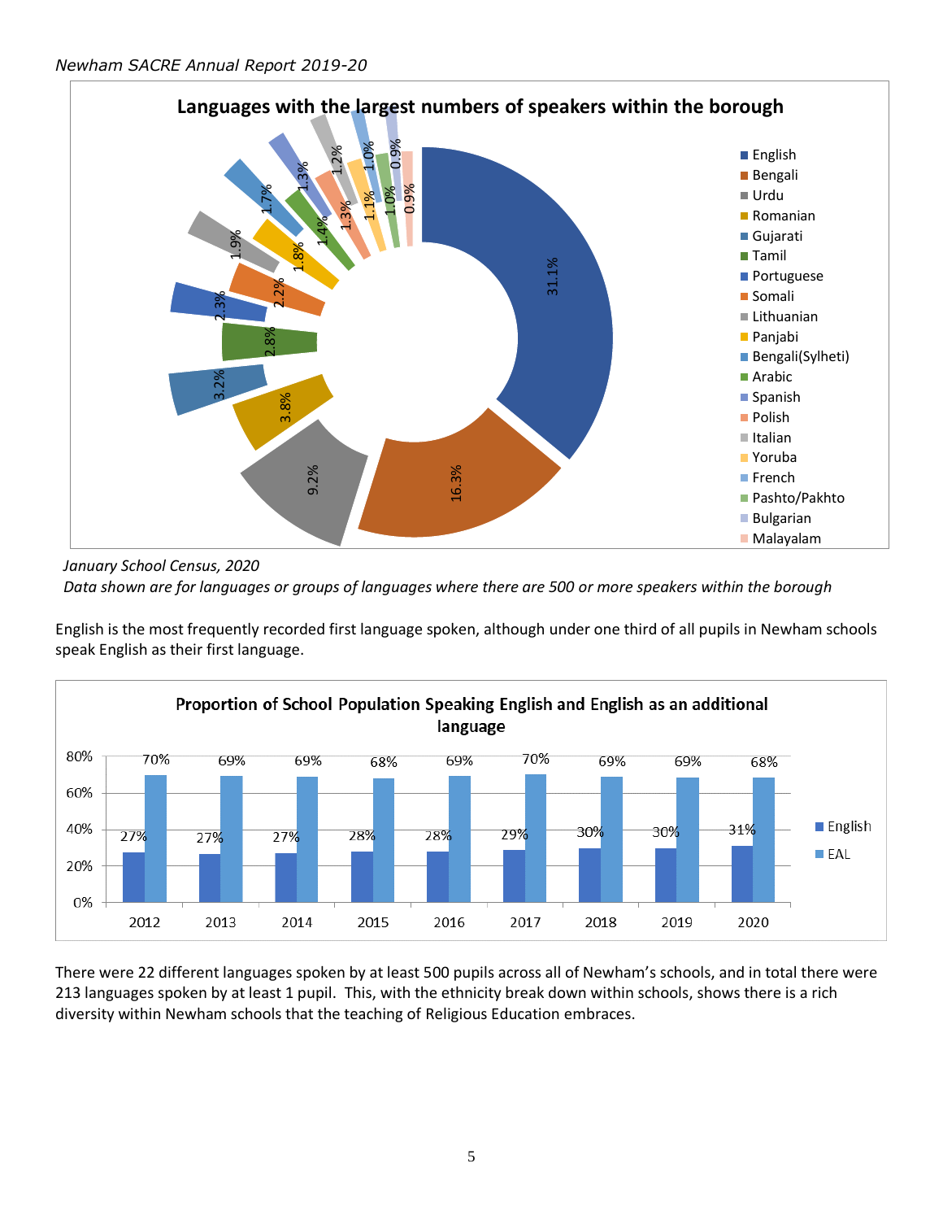**Languages with the largest numbers of speakers within the borough**

| Language | % |
|---|---|
| English | 31.1% |
| Bengali | 16.3% |
| Urdu | 9.2% |
| Romanian | 3.8% |
| Gujarati | 3.2% |
| Tamil | 2.8% |
| Portuguese | 2.3% |
| Somali | 2.2% |
| Lithuanian | 1.9% |
| Panjabi | 1.8% |
| Bengali(Sylheti) | 1.7% |
| Arabic | 1.4% |
| Spanish | 1.3% |
| Polish | 1.3% |
| Italian | 1.2% |
| Yoruba | 1.1% |
| French | 1.0% |
| Pashto/Pakhto | 1.0% |
| Bulgarian | 0.9% |
| Malayalam | 0.9% |

*January School Census, 2020*

*Data shown are for languages or groups of languages where there are 500 or more speakers within the borough*

English is the most frequently recorded first language spoken, although under one third of all pupils in Newham schools speak English as their first language.

**Proportion of School Population Speaking English and English as an additional language**

| Year | English | EAL |
|---|---|---|
| 2012 | 27% | 70% |
| 2013 | 27% | 69% |
| 2014 | 27% | 69% |
| 2015 | 28% | 68% |
| 2016 | 28% | 69% |
| 2017 | 29% | 70% |
| 2018 | 30% | 69% |
| 2019 | 30% | 69% |
| 2020 | 31% | 68% |

There were 22 different languages spoken by at least 500 pupils across all of Newham's schools, and in total there were 213 languages spoken by at least 1 pupil. This, with the ethnicity break down within schools, shows there is a rich diversity within Newham schools that the teaching of Religious Education embraces.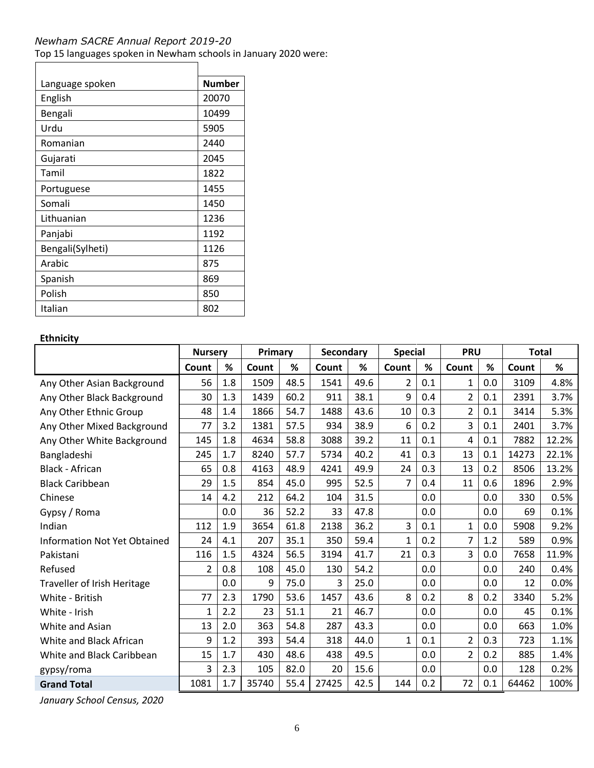*Newham SACRE Annual Report 2019-20*

Top 15 languages spoken in Newham schools in January 2020 were:

| Language spoken | Number |
|---|---|
| English | 20070 |
| Bengali | 10499 |
| Urdu | 5905 |
| Romanian | 2440 |
| Gujarati | 2045 |
| Tamil | 1822 |
| Portuguese | 1455 |
| Somali | 1450 |
| Lithuanian | 1236 |
| Panjabi | 1192 |
| Bengali(Sylheti) | 1126 |
| Arabic | 875 |
| Spanish | 869 |
| Polish | 850 |
| Italian | 802 |

**Ethnicity**

| | Nursery | | Primary | | Secondary | | Special | | PRU | | Total | |
|---|---|---|---|---|---|---|---|---|---|---|---|---|
| | Count | % | Count | % | Count | % | Count | % | Count | % | Count | % |
| Any Other Asian Background | 56 | 1.8 | 1509 | 48.5 | 1541 | 49.6 | 2 | 0.1 | 1 | 0.0 | 3109 | 4.8% |
| Any Other Black Background | 30 | 1.3 | 1439 | 60.2 | 911 | 38.1 | 9 | 0.4 | 2 | 0.1 | 2391 | 3.7% |
| Any Other Ethnic Group | 48 | 1.4 | 1866 | 54.7 | 1488 | 43.6 | 10 | 0.3 | 2 | 0.1 | 3414 | 5.3% |
| Any Other Mixed Background | 77 | 3.2 | 1381 | 57.5 | 934 | 38.9 | 6 | 0.2 | 3 | 0.1 | 2401 | 3.7% |
| Any Other White Background | 145 | 1.8 | 4634 | 58.8 | 3088 | 39.2 | 11 | 0.1 | 4 | 0.1 | 7882 | 12.2% |
| Bangladeshi | 245 | 1.7 | 8240 | 57.7 | 5734 | 40.2 | 41 | 0.3 | 13 | 0.1 | 14273 | 22.1% |
| Black - African | 65 | 0.8 | 4163 | 48.9 | 4241 | 49.9 | 24 | 0.3 | 13 | 0.2 | 8506 | 13.2% |
| Black Caribbean | 29 | 1.5 | 854 | 45.0 | 995 | 52.5 | 7 | 0.4 | 11 | 0.6 | 1896 | 2.9% |
| Chinese | 14 | 4.2 | 212 | 64.2 | 104 | 31.5 | | 0.0 | | 0.0 | 330 | 0.5% |
| Gypsy / Roma | | 0.0 | 36 | 52.2 | 33 | 47.8 | | 0.0 | | 0.0 | 69 | 0.1% |
| Indian | 112 | 1.9 | 3654 | 61.8 | 2138 | 36.2 | 3 | 0.1 | 1 | 0.0 | 5908 | 9.2% |
| Information Not Yet Obtained | 24 | 4.1 | 207 | 35.1 | 350 | 59.4 | 1 | 0.2 | 7 | 1.2 | 589 | 0.9% |
| Pakistani | 116 | 1.5 | 4324 | 56.5 | 3194 | 41.7 | 21 | 0.3 | 3 | 0.0 | 7658 | 11.9% |
| Refused | 2 | 0.8 | 108 | 45.0 | 130 | 54.2 | | 0.0 | | 0.0 | 240 | 0.4% |
| Traveller of Irish Heritage | | 0.0 | 9 | 75.0 | 3 | 25.0 | | 0.0 | | 0.0 | 12 | 0.0% |
| White - British | 77 | 2.3 | 1790 | 53.6 | 1457 | 43.6 | 8 | 0.2 | 8 | 0.2 | 3340 | 5.2% |
| White - Irish | 1 | 2.2 | 23 | 51.1 | 21 | 46.7 | | 0.0 | | 0.0 | 45 | 0.1% |
| White and Asian | 13 | 2.0 | 363 | 54.8 | 287 | 43.3 | | 0.0 | | 0.0 | 663 | 1.0% |
| White and Black African | 9 | 1.2 | 393 | 54.4 | 318 | 44.0 | 1 | 0.1 | 2 | 0.3 | 723 | 1.1% |
| White and Black Caribbean | 15 | 1.7 | 430 | 48.6 | 438 | 49.5 | | 0.0 | 2 | 0.2 | 885 | 1.4% |
| gypsy/roma | 3 | 2.3 | 105 | 82.0 | 20 | 15.6 | | 0.0 | | 0.0 | 128 | 0.2% |
| **Grand Total** | 1081 | 1.7 | 35740 | 55.4 | 27425 | 42.5 | 144 | 0.2 | 72 | 0.1 | 64462 | 100% |

*January School Census, 2020*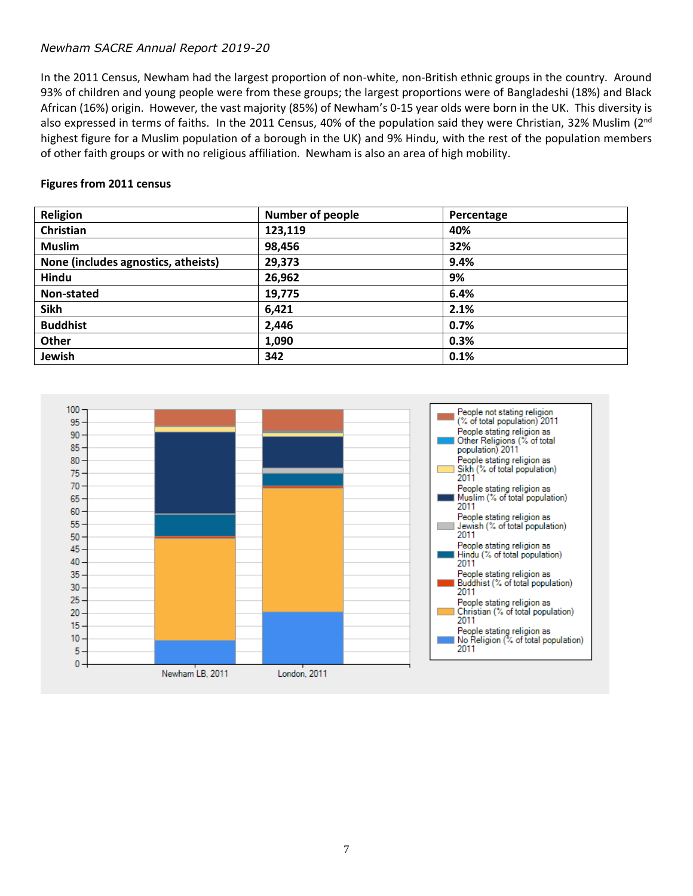*Newham SACRE Annual Report 2019-20*

In the 2011 Census, Newham had the largest proportion of non-white, non-British ethnic groups in the country. Around 93% of children and young people were from these groups; the largest proportions were of Bangladeshi (18%) and Black African (16%) origin. However, the vast majority (85%) of Newham's 0-15 year olds were born in the UK. This diversity is also expressed in terms of faiths. In the 2011 Census, 40% of the population said they were Christian, 32% Muslim (2nd highest figure for a Muslim population of a borough in the UK) and 9% Hindu, with the rest of the population members of other faith groups or with no religious affiliation. Newham is also an area of high mobility.

**Figures from 2011 census**

| Religion | Number of people | Percentage |
|---|---|---|
| Christian | 123,119 | 40% |
| Muslim | 98,456 | 32% |
| None (includes agnostics, atheists) | 29,373 | 9.4% |
| Hindu | 26,962 | 9% |
| Non-stated | 19,775 | 6.4% |
| Sikh | 6,421 | 2.1% |
| Buddhist | 2,446 | 0.7% |
| Other | 1,090 | 0.3% |
| Jewish | 342 | 0.1% |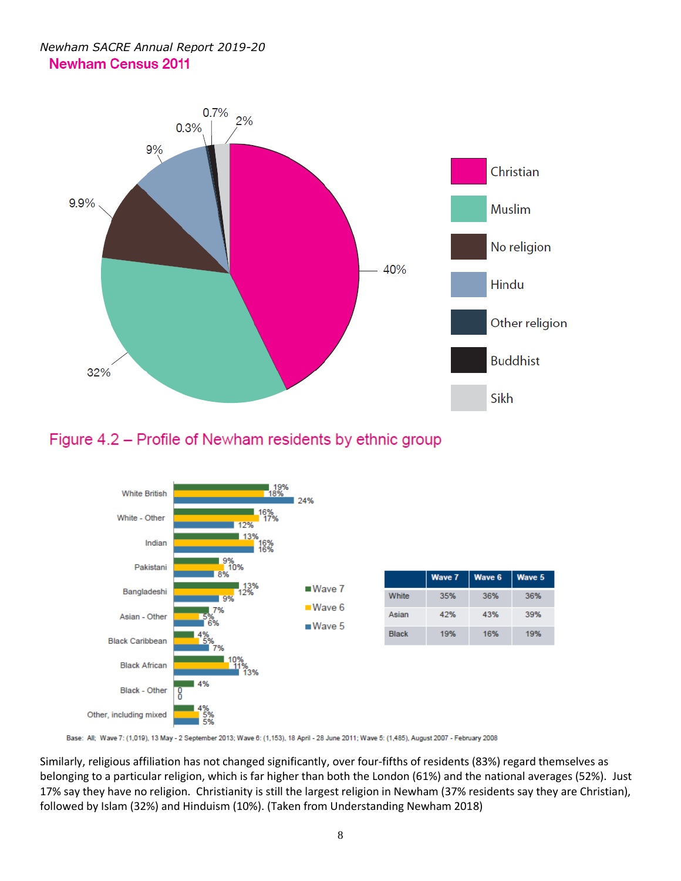*Newham SACRE Annual Report 2019-20*

## Newham Census 2011

| Religion | % |
|---|---|
| Christian | 40% |
| Muslim | 32% |
| No religion | 9.9% |
| Hindu | 9% |
| Other religion | 0.3% |
| Buddhist | 0.7% |
| Sikh | 2% |

## Figure 4.2 – Profile of Newham residents by ethnic group

| | Wave 7 | Wave 6 | Wave 5 |
|---|---|---|---|
| White British | 19% | 18% | 24% |
| White - Other | 16% | 17% | 12% |
| Indian | 13% | 16% | 16% |
| Pakistani | 9% | 10% | 8% |
| Bangladeshi | 13% | 12% | 9% |
| Asian - Other | 7% | 5% | 6% |
| Black Caribbean | 4% | 5% | 7% |
| Black African | 10% | 11% | 13% |
| Black - Other | 4% | 0 | 0 |
| Other, including mixed | 4% | 5% | 5% |

| | Wave 7 | Wave 6 | Wave 5 |
|---|---|---|---|
| White | 35% | 36% | 36% |
| Asian | 42% | 43% | 39% |
| Black | 19% | 16% | 19% |

Base: All; Wave 7: (1,019), 13 May - 2 September 2013; Wave 6: (1,153), 18 April - 28 June 2011; Wave 5: (1,485), August 2007 - February 2008

Similarly, religious affiliation has not changed significantly, over four-fifths of residents (83%) regard themselves as belonging to a particular religion, which is far higher than both the London (61%) and the national averages (52%). Just 17% say they have no religion. Christianity is still the largest religion in Newham (37% residents say they are Christian), followed by Islam (32%) and Hinduism (10%). (Taken from Understanding Newham 2018)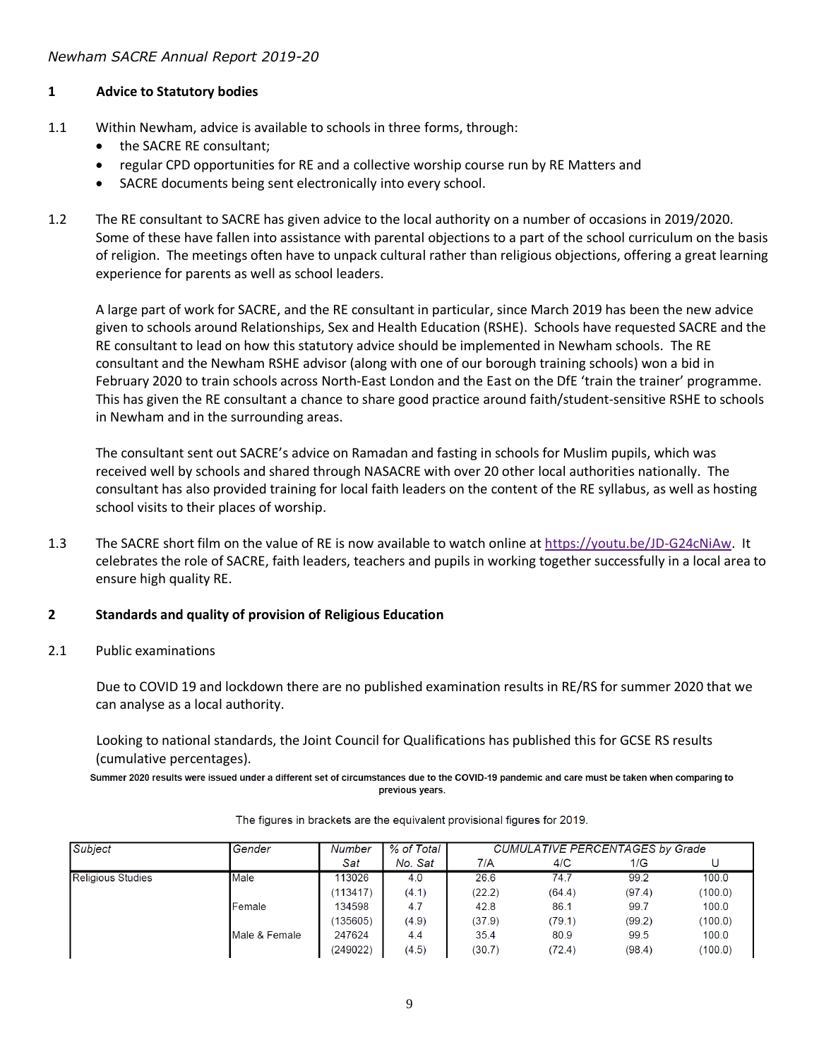## 1 Advice to Statutory bodies

1.1 Within Newham, advice is available to schools in three forms, through:

- the SACRE RE consultant;
- regular CPD opportunities for RE and a collective worship course run by RE Matters and
- SACRE documents being sent electronically into every school.

1.2 The RE consultant to SACRE has given advice to the local authority on a number of occasions in 2019/2020. Some of these have fallen into assistance with parental objections to a part of the school curriculum on the basis of religion. The meetings often have to unpack cultural rather than religious objections, offering a great learning experience for parents as well as school leaders.

A large part of work for SACRE, and the RE consultant in particular, since March 2019 has been the new advice given to schools around Relationships, Sex and Health Education (RSHE). Schools have requested SACRE and the RE consultant to lead on how this statutory advice should be implemented in Newham schools. The RE consultant and the Newham RSHE advisor (along with one of our borough training schools) won a bid in February 2020 to train schools across North-East London and the East on the DfE 'train the trainer' programme. This has given the RE consultant a chance to share good practice around faith/student-sensitive RSHE to schools in Newham and in the surrounding areas.

The consultant sent out SACRE's advice on Ramadan and fasting in schools for Muslim pupils, which was received well by schools and shared through NASACRE with over 20 other local authorities nationally. The consultant has also provided training for local faith leaders on the content of the RE syllabus, as well as hosting school visits to their places of worship.

1.3 The SACRE short film on the value of RE is now available to watch online at https://youtu.be/JD-G24cNiAw. It celebrates the role of SACRE, faith leaders, teachers and pupils in working together successfully in a local area to ensure high quality RE.

## 2 Standards and quality of provision of Religious Education

2.1 Public examinations

Due to COVID 19 and lockdown there are no published examination results in RE/RS for summer 2020 that we can analyse as a local authority.

Looking to national standards, the Joint Council for Qualifications has published this for GCSE RS results (cumulative percentages).

**Summer 2020 results were issued under a different set of circumstances due to the COVID-19 pandemic and care must be taken when comparing to previous years.**

The figures in brackets are the equivalent provisional figures for 2019.

| Subject | Gender | Number Sat | % of Total No. Sat | CUMULATIVE PERCENTAGES by Grade 7/A | 4/C | 1/G | U |
|---|---|---|---|---|---|---|---|
| Religious Studies | Male | 113026 | 4.0 | 26.6 | 74.7 | 99.2 | 100.0 |
| | | (113417) | (4.1) | (22.2) | (64.4) | (97.4) | (100.0) |
| | Female | 134598 | 4.7 | 42.8 | 86.1 | 99.7 | 100.0 |
| | | (135605) | (4.9) | (37.9) | (79.1) | (99.2) | (100.0) |
| | Male & Female | 247624 | 4.4 | 35.4 | 80.9 | 99.5 | 100.0 |
| | | (249022) | (4.5) | (30.7) | (72.4) | (98.4) | (100.0) |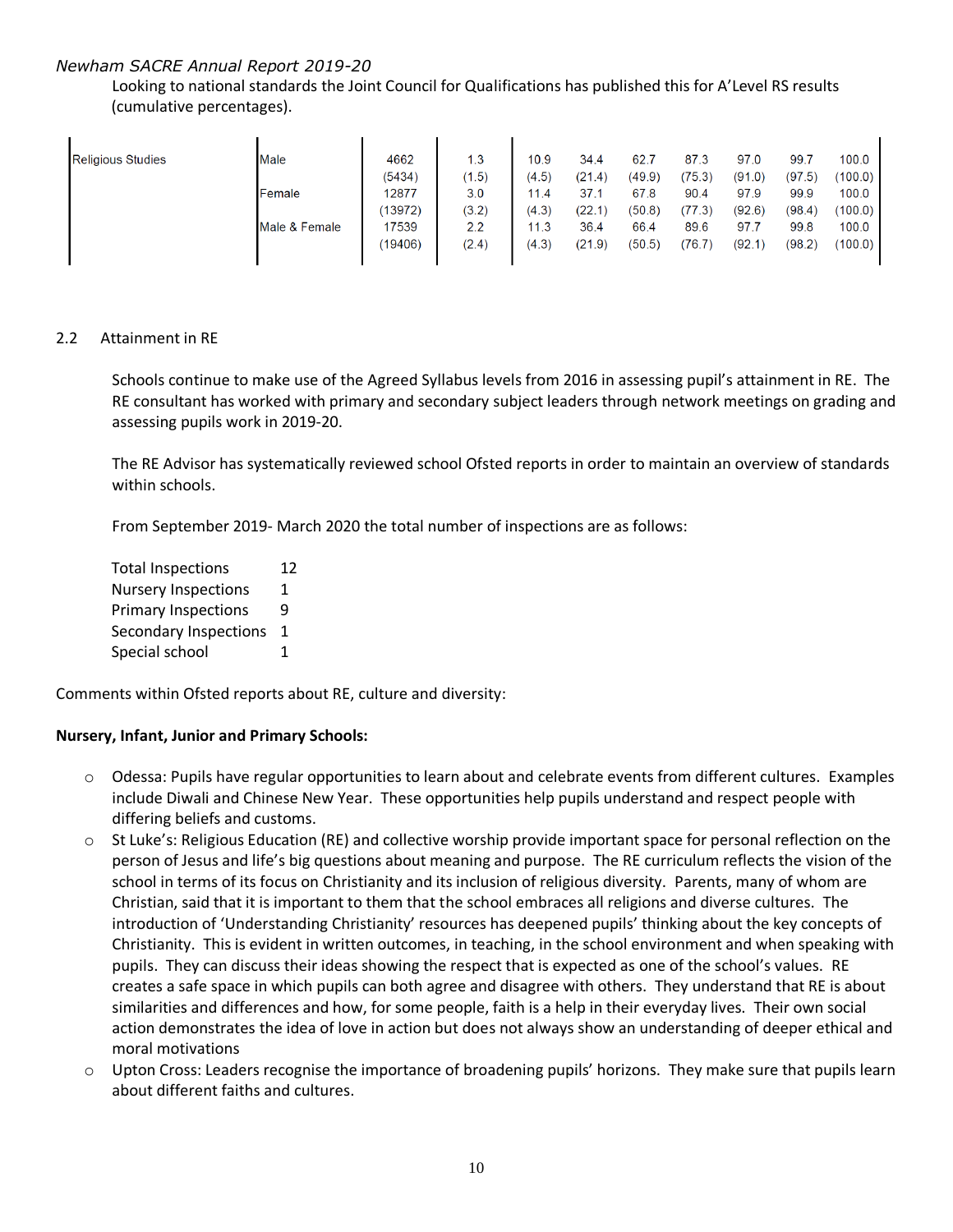Looking to national standards the Joint Council for Qualifications has published this for A'Level RS results (cumulative percentages).

| | | | | | | | | | | |
|---|---|---|---|---|---|---|---|---|---|---|
| Religious Studies | Male | 4662 | 1.3 | 10.9 | 34.4 | 62.7 | 87.3 | 97.0 | 99.7 | 100.0 |
| | | (5434) | (1.5) | (4.5) | (21.4) | (49.9) | (75.3) | (91.0) | (97.5) | (100.0) |
| | Female | 12877 | 3.0 | 11.4 | 37.1 | 67.8 | 90.4 | 97.9 | 99.9 | 100.0 |
| | | (13972) | (3.2) | (4.3) | (22.1) | (50.8) | (77.3) | (92.6) | (98.4) | (100.0) |
| | Male & Female | 17539 | 2.2 | 11.3 | 36.4 | 66.4 | 89.6 | 97.7 | 99.8 | 100.0 |
| | | (19406) | (2.4) | (4.3) | (21.9) | (50.5) | (76.7) | (92.1) | (98.2) | (100.0) |

## 2.2 Attainment in RE

Schools continue to make use of the Agreed Syllabus levels from 2016 in assessing pupil's attainment in RE. The RE consultant has worked with primary and secondary subject leaders through network meetings on grading and assessing pupils work in 2019-20.

The RE Advisor has systematically reviewed school Ofsted reports in order to maintain an overview of standards within schools.

From September 2019- March 2020 the total number of inspections are as follows:

| | |
|---|---|
| Total Inspections | 12 |
| Nursery Inspections | 1 |
| Primary Inspections | 9 |
| Secondary Inspections | 1 |
| Special school | 1 |

Comments within Ofsted reports about RE, culture and diversity:

**Nursery, Infant, Junior and Primary Schools:**

- Odessa: Pupils have regular opportunities to learn about and celebrate events from different cultures. Examples include Diwali and Chinese New Year. These opportunities help pupils understand and respect people with differing beliefs and customs.
- St Luke's: Religious Education (RE) and collective worship provide important space for personal reflection on the person of Jesus and life's big questions about meaning and purpose. The RE curriculum reflects the vision of the school in terms of its focus on Christianity and its inclusion of religious diversity. Parents, many of whom are Christian, said that it is important to them that the school embraces all religions and diverse cultures. The introduction of 'Understanding Christianity' resources has deepened pupils' thinking about the key concepts of Christianity. This is evident in written outcomes, in teaching, in the school environment and when speaking with pupils. They can discuss their ideas showing the respect that is expected as one of the school's values. RE creates a safe space in which pupils can both agree and disagree with others. They understand that RE is about similarities and differences and how, for some people, faith is a help in their everyday lives. Their own social action demonstrates the idea of love in action but does not always show an understanding of deeper ethical and moral motivations
- Upton Cross: Leaders recognise the importance of broadening pupils' horizons. They make sure that pupils learn about different faiths and cultures.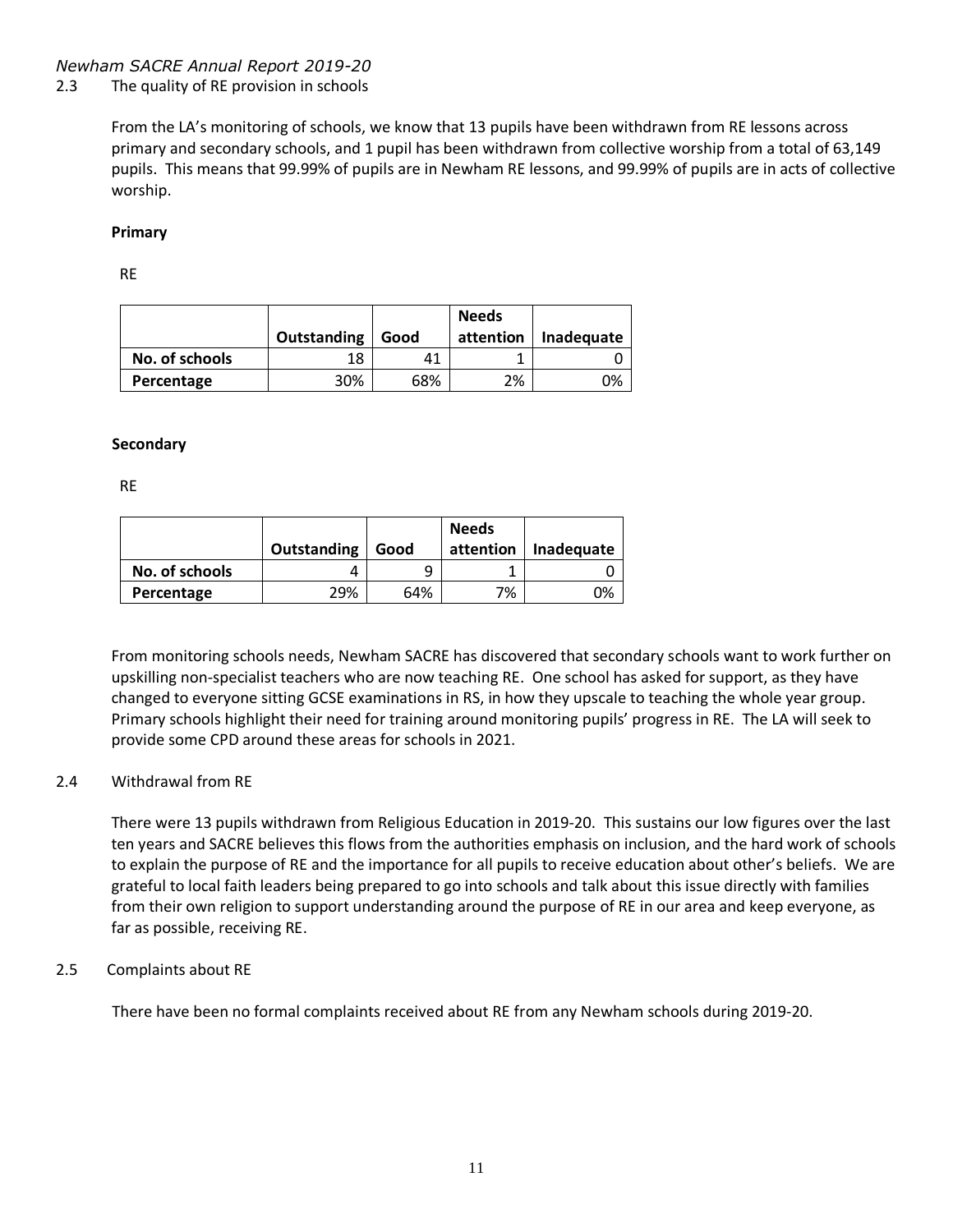*Newham SACRE Annual Report 2019-20*

## 2.3 The quality of RE provision in schools

From the LA's monitoring of schools, we know that 13 pupils have been withdrawn from RE lessons across primary and secondary schools, and 1 pupil has been withdrawn from collective worship from a total of 63,149 pupils. This means that 99.99% of pupils are in Newham RE lessons, and 99.99% of pupils are in acts of collective worship.

**Primary**

RE

| | Outstanding | Good | Needs attention | Inadequate |
|---|---|---|---|---|
| **No. of schools** | 18 | 41 | 1 | 0 |
| **Percentage** | 30% | 68% | 2% | 0% |

**Secondary**

RE

| | Outstanding | Good | Needs attention | Inadequate |
|---|---|---|---|---|
| **No. of schools** | 4 | 9 | 1 | 0 |
| **Percentage** | 29% | 64% | 7% | 0% |

From monitoring schools needs, Newham SACRE has discovered that secondary schools want to work further on upskilling non-specialist teachers who are now teaching RE. One school has asked for support, as they have changed to everyone sitting GCSE examinations in RS, in how they upscale to teaching the whole year group. Primary schools highlight their need for training around monitoring pupils' progress in RE. The LA will seek to provide some CPD around these areas for schools in 2021.

## 2.4 Withdrawal from RE

There were 13 pupils withdrawn from Religious Education in 2019-20. This sustains our low figures over the last ten years and SACRE believes this flows from the authorities emphasis on inclusion, and the hard work of schools to explain the purpose of RE and the importance for all pupils to receive education about other's beliefs. We are grateful to local faith leaders being prepared to go into schools and talk about this issue directly with families from their own religion to support understanding around the purpose of RE in our area and keep everyone, as far as possible, receiving RE.

## 2.5 Complaints about RE

There have been no formal complaints received about RE from any Newham schools during 2019-20.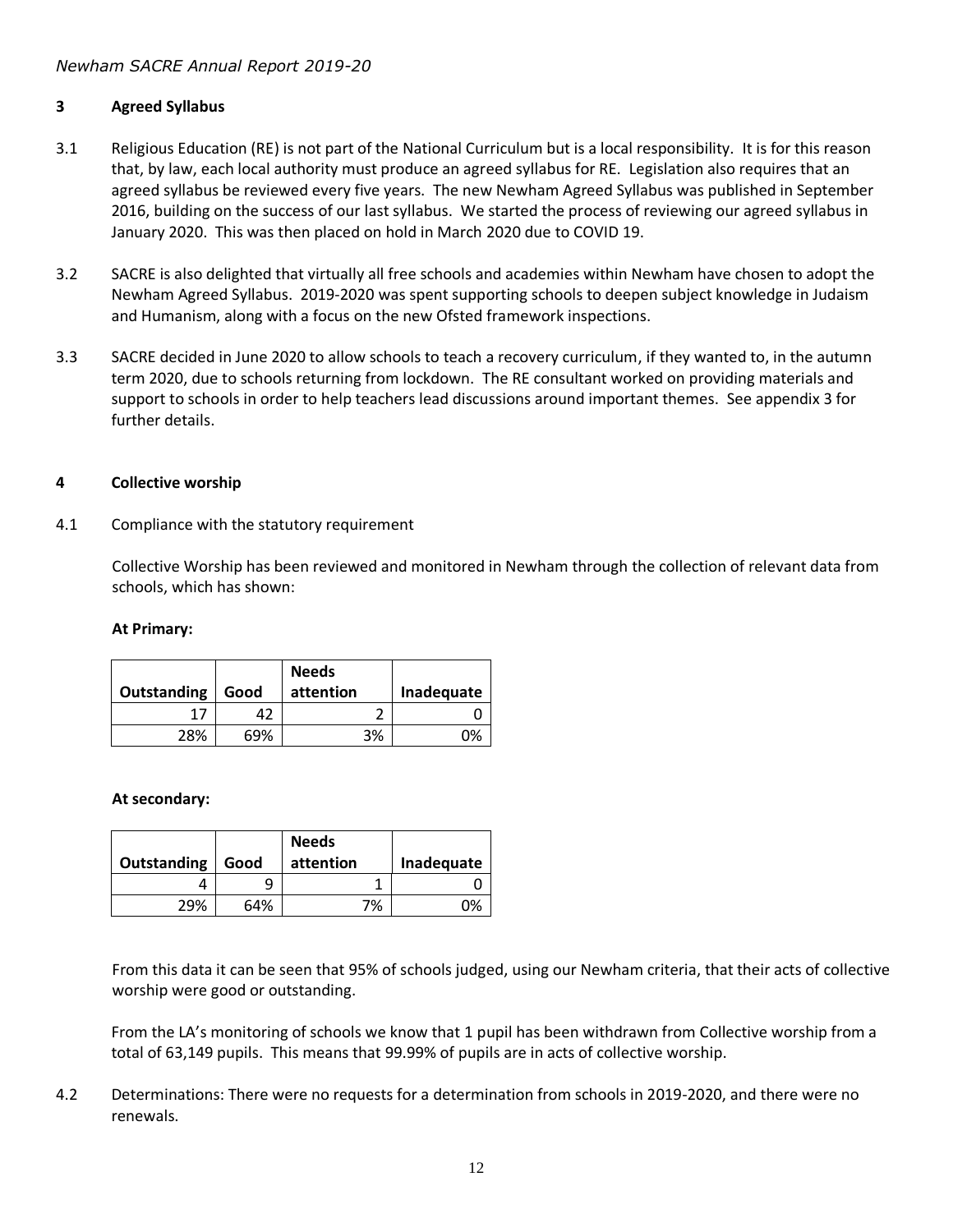## 3 Agreed Syllabus

3.1 Religious Education (RE) is not part of the National Curriculum but is a local responsibility. It is for this reason that, by law, each local authority must produce an agreed syllabus for RE. Legislation also requires that an agreed syllabus be reviewed every five years. The new Newham Agreed Syllabus was published in September 2016, building on the success of our last syllabus. We started the process of reviewing our agreed syllabus in January 2020. This was then placed on hold in March 2020 due to COVID 19.

3.2 SACRE is also delighted that virtually all free schools and academies within Newham have chosen to adopt the Newham Agreed Syllabus. 2019-2020 was spent supporting schools to deepen subject knowledge in Judaism and Humanism, along with a focus on the new Ofsted framework inspections.

3.3 SACRE decided in June 2020 to allow schools to teach a recovery curriculum, if they wanted to, in the autumn term 2020, due to schools returning from lockdown. The RE consultant worked on providing materials and support to schools in order to help teachers lead discussions around important themes. See appendix 3 for further details.

## 4 Collective worship

4.1 Compliance with the statutory requirement

Collective Worship has been reviewed and monitored in Newham through the collection of relevant data from schools, which has shown:

**At Primary:**

| Outstanding | Good | Needs attention | Inadequate |
|---|---|---|---|
| 17 | 42 | 2 | 0 |
| 28% | 69% | 3% | 0% |

**At secondary:**

| Outstanding | Good | Needs attention | Inadequate |
|---|---|---|---|
| 4 | 9 | 1 | 0 |
| 29% | 64% | 7% | 0% |

From this data it can be seen that 95% of schools judged, using our Newham criteria, that their acts of collective worship were good or outstanding.

From the LA's monitoring of schools we know that 1 pupil has been withdrawn from Collective worship from a total of 63,149 pupils. This means that 99.99% of pupils are in acts of collective worship.

4.2 Determinations: There were no requests for a determination from schools in 2019-2020, and there were no renewals.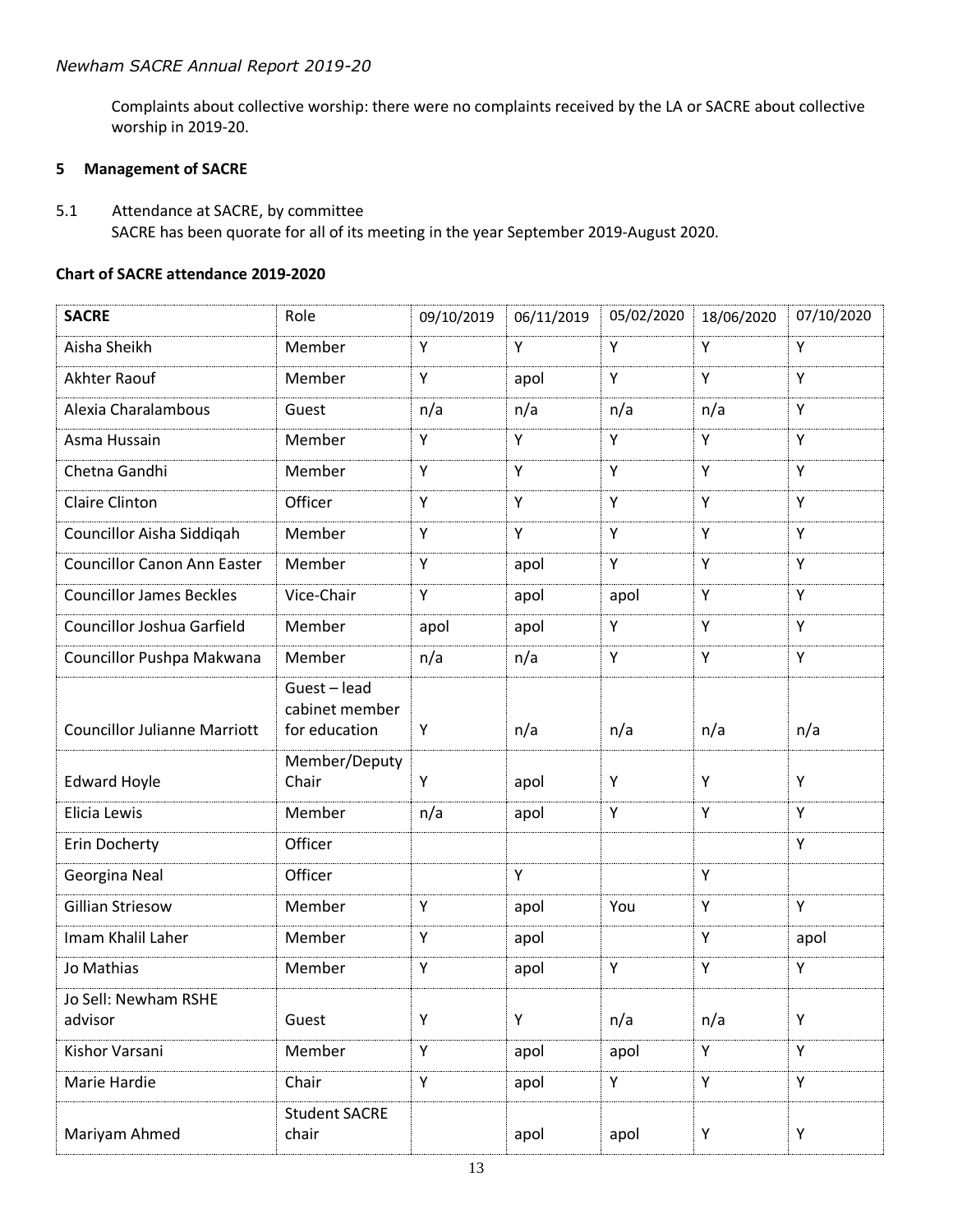Complaints about collective worship: there were no complaints received by the LA or SACRE about collective worship in 2019-20.

## 5 Management of SACRE

5.1 Attendance at SACRE, by committee

SACRE has been quorate for all of its meeting in the year September 2019-August 2020.

**Chart of SACRE attendance 2019-2020**

| **SACRE** | Role | 09/10/2019 | 06/11/2019 | 05/02/2020 | 18/06/2020 | 07/10/2020 |
|---|---|---|---|---|---|---|
| Aisha Sheikh | Member | Y | Y | Y | Y | Y |
| Akhter Raouf | Member | Y | apol | Y | Y | Y |
| Alexia Charalambous | Guest | n/a | n/a | n/a | n/a | Y |
| Asma Hussain | Member | Y | Y | Y | Y | Y |
| Chetna Gandhi | Member | Y | Y | Y | Y | Y |
| Claire Clinton | Officer | Y | Y | Y | Y | Y |
| Councillor Aisha Siddiqah | Member | Y | Y | Y | Y | Y |
| Councillor Canon Ann Easter | Member | Y | apol | Y | Y | Y |
| Councillor James Beckles | Vice-Chair | Y | apol | apol | Y | Y |
| Councillor Joshua Garfield | Member | apol | apol | Y | Y | Y |
| Councillor Pushpa Makwana | Member | n/a | n/a | Y | Y | Y |
| Councillor Julianne Marriott | Guest – lead cabinet member for education | Y | n/a | n/a | n/a | n/a |
| Edward Hoyle | Member/Deputy Chair | Y | apol | Y | Y | Y |
| Elicia Lewis | Member | n/a | apol | Y | Y | Y |
| Erin Docherty | Officer | | | | | Y |
| Georgina Neal | Officer | | Y | | Y | |
| Gillian Striesow | Member | Y | apol | You | Y | Y |
| Imam Khalil Laher | Member | Y | apol | | Y | apol |
| Jo Mathias | Member | Y | apol | Y | Y | Y |
| Jo Sell: Newham RSHE advisor | Guest | Y | Y | n/a | n/a | Y |
| Kishor Varsani | Member | Y | apol | apol | Y | Y |
| Marie Hardie | Chair | Y | apol | Y | Y | Y |
| Mariyam Ahmed | Student SACRE chair | | apol | apol | Y | Y |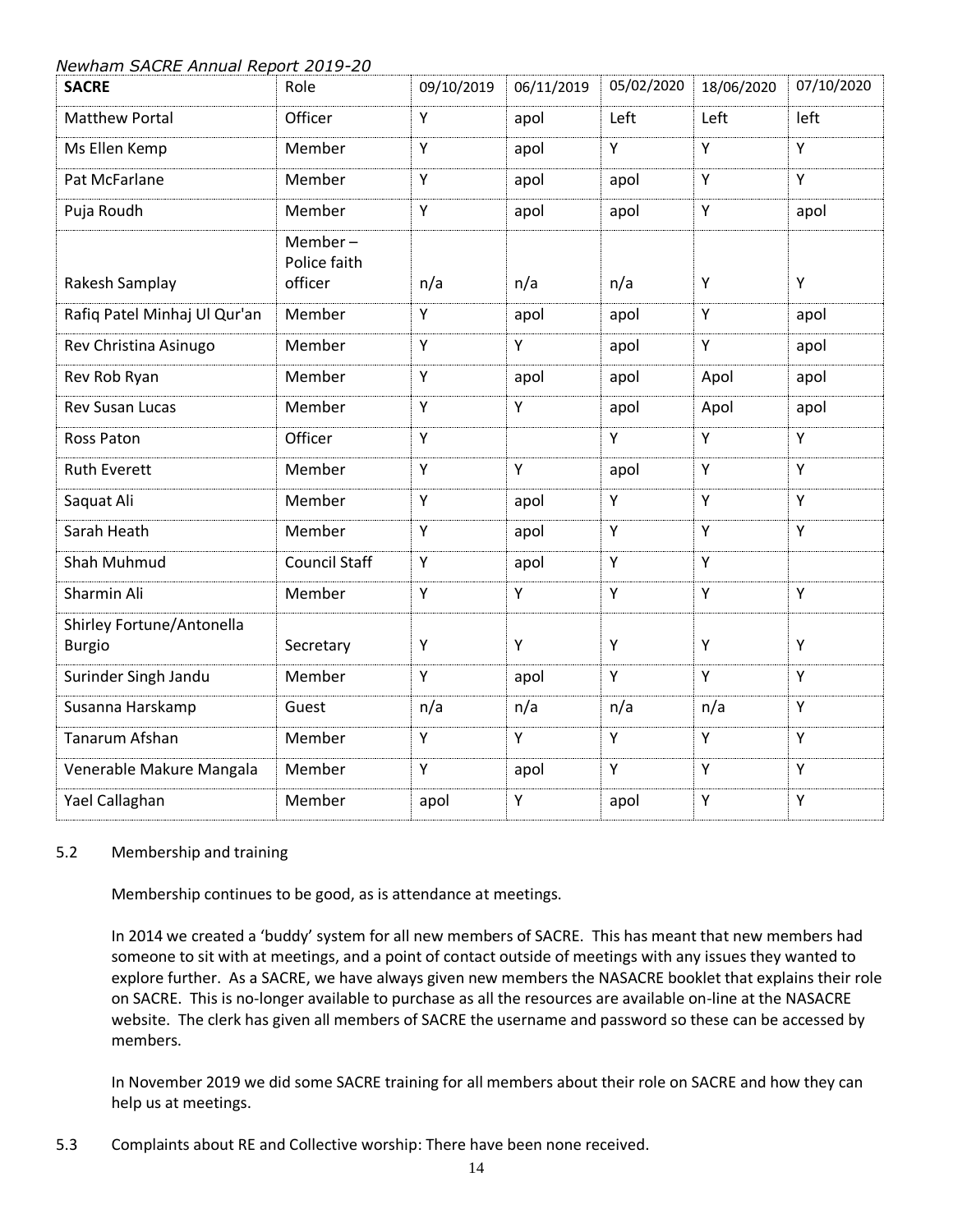*Newham SACRE Annual Report 2019-20*

| SACRE | Role | 09/10/2019 | 06/11/2019 | 05/02/2020 | 18/06/2020 | 07/10/2020 |
|---|---|---|---|---|---|---|
| Matthew Portal | Officer | Y | apol | Left | Left | left |
| Ms Ellen Kemp | Member | Y | apol | Y | Y | Y |
| Pat McFarlane | Member | Y | apol | apol | Y | Y |
| Puja Roudh | Member | Y | apol | apol | Y | apol |
| Rakesh Samplay | Member – Police faith officer | n/a | n/a | n/a | Y | Y |
| Rafiq Patel Minhaj Ul Qur'an | Member | Y | apol | apol | Y | apol |
| Rev Christina Asinugo | Member | Y | Y | apol | Y | apol |
| Rev Rob Ryan | Member | Y | apol | apol | Apol | apol |
| Rev Susan Lucas | Member | Y | Y | apol | Apol | apol |
| Ross Paton | Officer | Y | | Y | Y | Y |
| Ruth Everett | Member | Y | Y | apol | Y | Y |
| Saquat Ali | Member | Y | apol | Y | Y | Y |
| Sarah Heath | Member | Y | apol | Y | Y | Y |
| Shah Muhmud | Council Staff | Y | apol | Y | Y | |
| Sharmin Ali | Member | Y | Y | Y | Y | Y |
| Shirley Fortune/Antonella Burgio | Secretary | Y | Y | Y | Y | Y |
| Surinder Singh Jandu | Member | Y | apol | Y | Y | Y |
| Susanna Harskamp | Guest | n/a | n/a | n/a | n/a | Y |
| Tanarum Afshan | Member | Y | Y | Y | Y | Y |
| Venerable Makure Mangala | Member | Y | apol | Y | Y | Y |
| Yael Callaghan | Member | apol | Y | apol | Y | Y |

5.2 Membership and training

Membership continues to be good, as is attendance at meetings.

In 2014 we created a 'buddy' system for all new members of SACRE. This has meant that new members had someone to sit with at meetings, and a point of contact outside of meetings with any issues they wanted to explore further. As a SACRE, we have always given new members the NASACRE booklet that explains their role on SACRE. This is no-longer available to purchase as all the resources are available on-line at the NASACRE website. The clerk has given all members of SACRE the username and password so these can be accessed by members.

In November 2019 we did some SACRE training for all members about their role on SACRE and how they can help us at meetings.

5.3 Complaints about RE and Collective worship: There have been none received.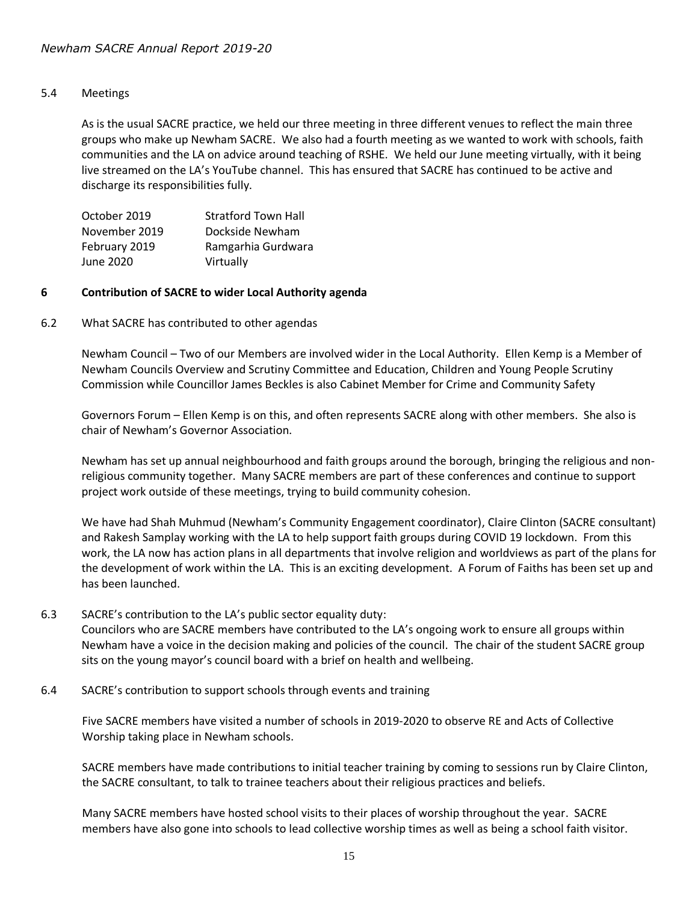5.4 Meetings

As is the usual SACRE practice, we held our three meeting in three different venues to reflect the main three groups who make up Newham SACRE. We also had a fourth meeting as we wanted to work with schools, faith communities and the LA on advice around teaching of RSHE. We held our June meeting virtually, with it being live streamed on the LA's YouTube channel. This has ensured that SACRE has continued to be active and discharge its responsibilities fully.

| | |
|---|---|
| October 2019 | Stratford Town Hall |
| November 2019 | Dockside Newham |
| February 2019 | Ramgarhia Gurdwara |
| June 2020 | Virtually |

## 6 Contribution of SACRE to wider Local Authority agenda

6.2 What SACRE has contributed to other agendas

Newham Council – Two of our Members are involved wider in the Local Authority. Ellen Kemp is a Member of Newham Councils Overview and Scrutiny Committee and Education, Children and Young People Scrutiny Commission while Councillor James Beckles is also Cabinet Member for Crime and Community Safety

Governors Forum – Ellen Kemp is on this, and often represents SACRE along with other members. She also is chair of Newham's Governor Association.

Newham has set up annual neighbourhood and faith groups around the borough, bringing the religious and non-religious community together. Many SACRE members are part of these conferences and continue to support project work outside of these meetings, trying to build community cohesion.

We have had Shah Muhmud (Newham's Community Engagement coordinator), Claire Clinton (SACRE consultant) and Rakesh Samplay working with the LA to help support faith groups during COVID 19 lockdown. From this work, the LA now has action plans in all departments that involve religion and worldviews as part of the plans for the development of work within the LA. This is an exciting development. A Forum of Faiths has been set up and has been launched.

6.3 SACRE's contribution to the LA's public sector equality duty:
Councilors who are SACRE members have contributed to the LA's ongoing work to ensure all groups within Newham have a voice in the decision making and policies of the council. The chair of the student SACRE group sits on the young mayor's council board with a brief on health and wellbeing.

6.4 SACRE's contribution to support schools through events and training

Five SACRE members have visited a number of schools in 2019-2020 to observe RE and Acts of Collective Worship taking place in Newham schools.

SACRE members have made contributions to initial teacher training by coming to sessions run by Claire Clinton, the SACRE consultant, to talk to trainee teachers about their religious practices and beliefs.

Many SACRE members have hosted school visits to their places of worship throughout the year. SACRE members have also gone into schools to lead collective worship times as well as being a school faith visitor.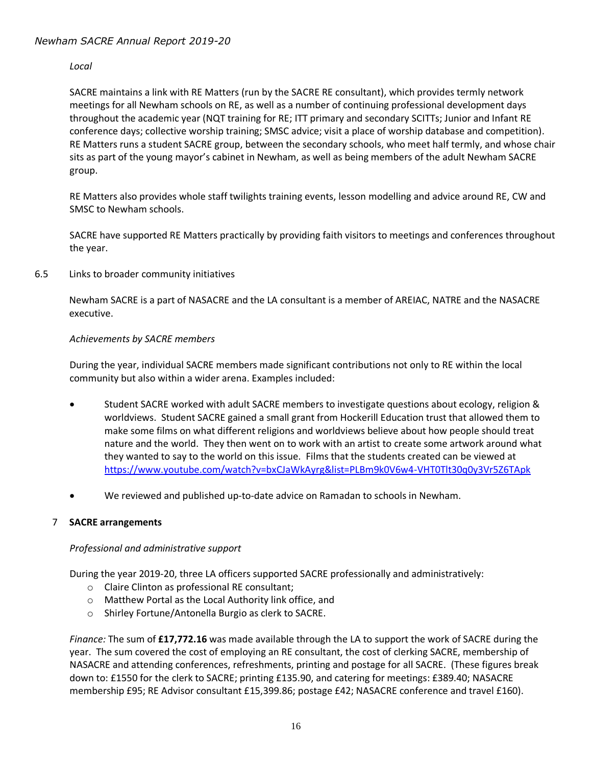*Local*

SACRE maintains a link with RE Matters (run by the SACRE RE consultant), which provides termly network meetings for all Newham schools on RE, as well as a number of continuing professional development days throughout the academic year (NQT training for RE; ITT primary and secondary SCITTs; Junior and Infant RE conference days; collective worship training; SMSC advice; visit a place of worship database and competition). RE Matters runs a student SACRE group, between the secondary schools, who meet half termly, and whose chair sits as part of the young mayor's cabinet in Newham, as well as being members of the adult Newham SACRE group.

RE Matters also provides whole staff twilights training events, lesson modelling and advice around RE, CW and SMSC to Newham schools.

SACRE have supported RE Matters practically by providing faith visitors to meetings and conferences throughout the year.

6.5 Links to broader community initiatives

Newham SACRE is a part of NASACRE and the LA consultant is a member of AREIAC, NATRE and the NASACRE executive.

*Achievements by SACRE members*

During the year, individual SACRE members made significant contributions not only to RE within the local community but also within a wider arena. Examples included:

- Student SACRE worked with adult SACRE members to investigate questions about ecology, religion & worldviews. Student SACRE gained a small grant from Hockerill Education trust that allowed them to make some films on what different religions and worldviews believe about how people should treat nature and the world. They then went on to work with an artist to create some artwork around what they wanted to say to the world on this issue. Films that the students created can be viewed at https://www.youtube.com/watch?v=bxCJaWkAyrg&list=PLBm9k0V6w4-VHT0Tlt30q0y3Vr5Z6TApk
- We reviewed and published up-to-date advice on Ramadan to schools in Newham.

## 7 SACRE arrangements

*Professional and administrative support*

During the year 2019-20, three LA officers supported SACRE professionally and administratively:

- Claire Clinton as professional RE consultant;
- Matthew Portal as the Local Authority link office, and
- Shirley Fortune/Antonella Burgio as clerk to SACRE.

*Finance:* The sum of **£17,772.16** was made available through the LA to support the work of SACRE during the year. The sum covered the cost of employing an RE consultant, the cost of clerking SACRE, membership of NASACRE and attending conferences, refreshments, printing and postage for all SACRE. (These figures break down to: £1550 for the clerk to SACRE; printing £135.90, and catering for meetings: £389.40; NASACRE membership £95; RE Advisor consultant £15,399.86; postage £42; NASACRE conference and travel £160).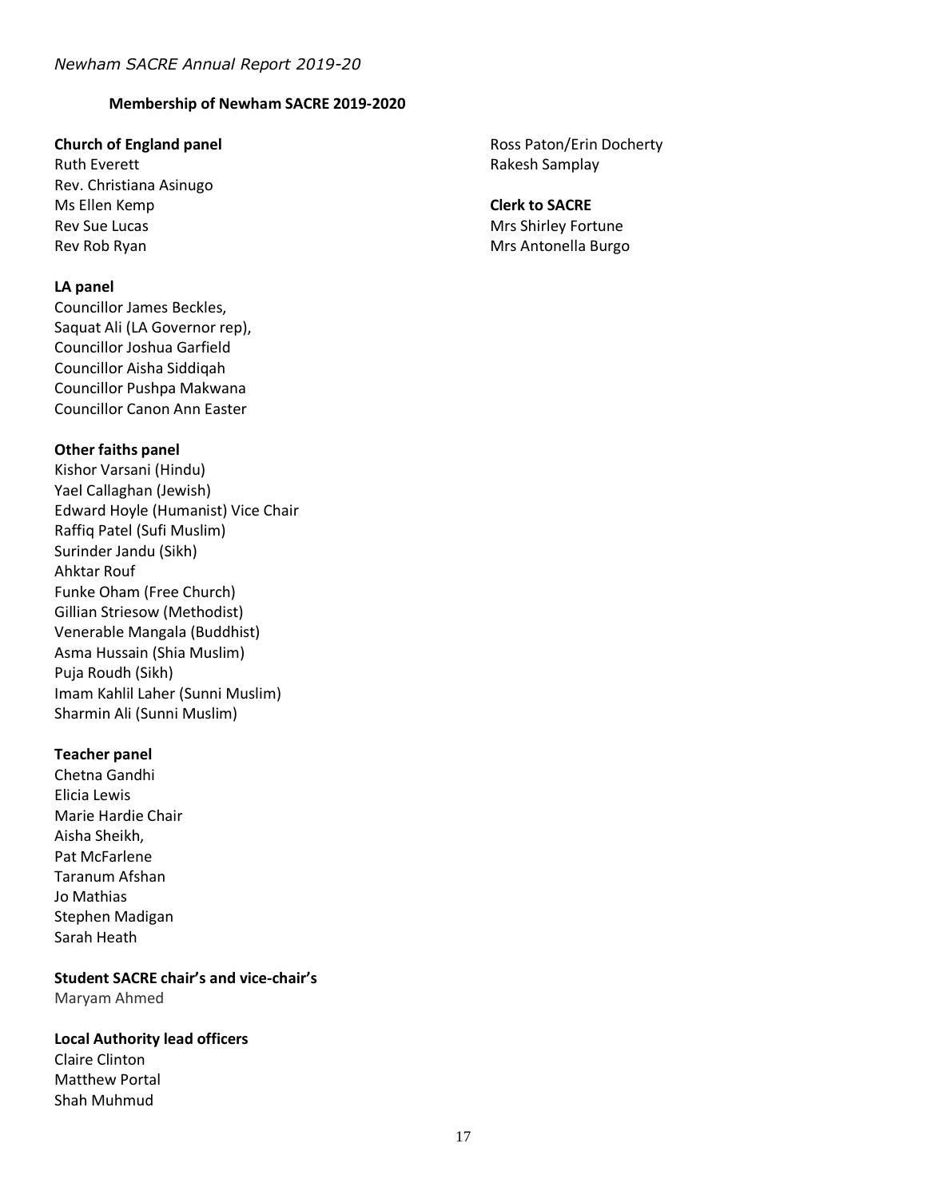### Membership of Newham SACRE 2019-2020

**Church of England panel**

Ruth Everett
Rev. Christiana Asinugo
Ms Ellen Kemp
Rev Sue Lucas
Rev Rob Ryan

**LA panel**

Councillor James Beckles,
Saquat Ali (LA Governor rep),
Councillor Joshua Garfield
Councillor Aisha Siddiqah
Councillor Pushpa Makwana
Councillor Canon Ann Easter

**Other faiths panel**

Kishor Varsani (Hindu)
Yael Callaghan (Jewish)
Edward Hoyle (Humanist) Vice Chair
Raffiq Patel (Sufi Muslim)
Surinder Jandu (Sikh)
Ahktar Rouf
Funke Oham (Free Church)
Gillian Striesow (Methodist)
Venerable Mangala (Buddhist)
Asma Hussain (Shia Muslim)
Puja Roudh (Sikh)
Imam Kahlil Laher (Sunni Muslim)
Sharmin Ali (Sunni Muslim)

**Teacher panel**

Chetna Gandhi
Elicia Lewis
Marie Hardie Chair
Aisha Sheikh,
Pat McFarlene
Taranum Afshan
Jo Mathias
Stephen Madigan
Sarah Heath

**Student SACRE chair's and vice-chair's**

Maryam Ahmed

**Local Authority lead officers**

Claire Clinton
Matthew Portal
Shah Muhmud
Ross Paton/Erin Docherty
Rakesh Samplay

**Clerk to SACRE**

Mrs Shirley Fortune
Mrs Antonella Burgo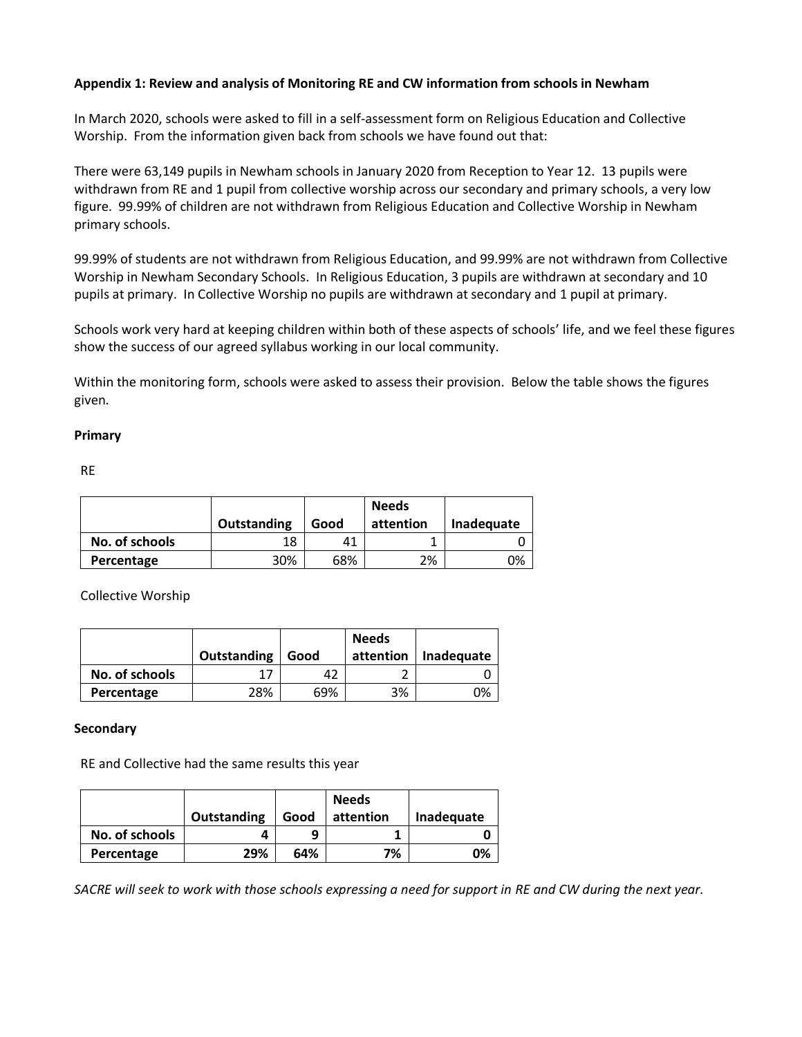**Appendix 1: Review and analysis of Monitoring RE and CW information from schools in Newham**

In March 2020, schools were asked to fill in a self-assessment form on Religious Education and Collective Worship. From the information given back from schools we have found out that:

There were 63,149 pupils in Newham schools in January 2020 from Reception to Year 12. 13 pupils were withdrawn from RE and 1 pupil from collective worship across our secondary and primary schools, a very low figure. 99.99% of children are not withdrawn from Religious Education and Collective Worship in Newham primary schools.

99.99% of students are not withdrawn from Religious Education, and 99.99% are not withdrawn from Collective Worship in Newham Secondary Schools. In Religious Education, 3 pupils are withdrawn at secondary and 10 pupils at primary. In Collective Worship no pupils are withdrawn at secondary and 1 pupil at primary.

Schools work very hard at keeping children within both of these aspects of schools' life, and we feel these figures show the success of our agreed syllabus working in our local community.

Within the monitoring form, schools were asked to assess their provision. Below the table shows the figures given.

**Primary**

RE

| | Outstanding | Good | Needs attention | Inadequate |
|---|---|---|---|---|
| **No. of schools** | 18 | 41 | 1 | 0 |
| **Percentage** | 30% | 68% | 2% | 0% |

Collective Worship

| | Outstanding | Good | Needs attention | Inadequate |
|---|---|---|---|---|
| **No. of schools** | 17 | 42 | 2 | 0 |
| **Percentage** | 28% | 69% | 3% | 0% |

**Secondary**

RE and Collective had the same results this year

| | Outstanding | Good | Needs attention | Inadequate |
|---|---|---|---|---|
| **No. of schools** | **4** | **9** | **1** | **0** |
| **Percentage** | **29%** | **64%** | **7%** | **0%** |

*SACRE will seek to work with those schools expressing a need for support in RE and CW during the next year.*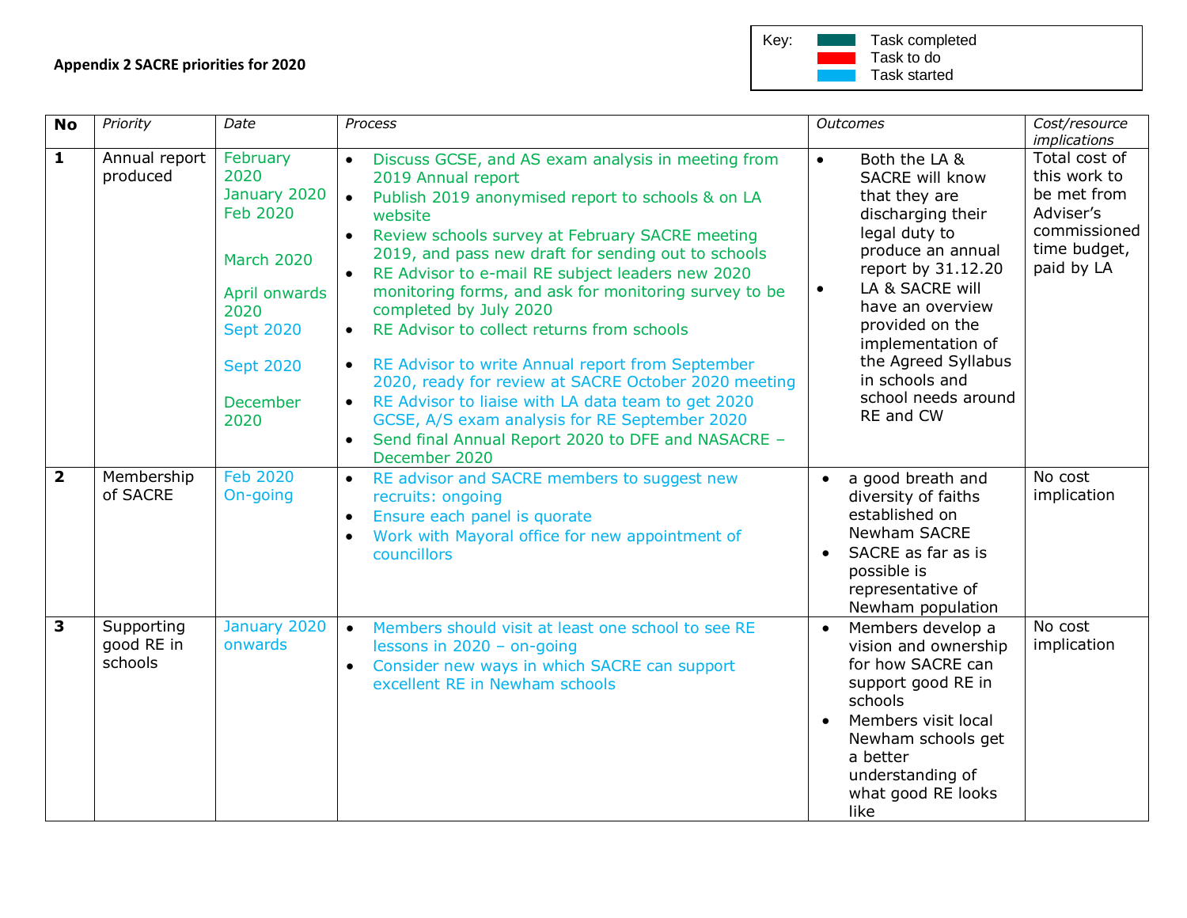**Appendix 2 SACRE priorities for 2020**

| Key: | |
|---|---|
| | Task completed |
| | Task to do |
| | Task started |

| No | *Priority* | *Date* | *Process* | *Outcomes* | *Cost/resource implications* |
|---|---|---|---|---|---|
| **1** | Annual report produced | February 2020<br>January 2020<br>Feb 2020<br><br>March 2020<br><br>April onwards 2020<br>Sept 2020<br><br>Sept 2020<br><br>December 2020 | • Discuss GCSE, and AS exam analysis in meeting from 2019 Annual report<br>• Publish 2019 anonymised report to schools & on LA website<br>• Review schools survey at February SACRE meeting 2019, and pass new draft for sending out to schools<br>• RE Advisor to e-mail RE subject leaders new 2020 monitoring forms, and ask for monitoring survey to be completed by July 2020<br>• RE Advisor to collect returns from schools<br>• RE Advisor to write Annual report from September 2020, ready for review at SACRE October 2020 meeting<br>• RE Advisor to liaise with LA data team to get 2020 GCSE, A/S exam analysis for RE September 2020<br>• Send final Annual Report 2020 to DFE and NASACRE – December 2020 | • Both the LA & SACRE will know that they are discharging their legal duty to produce an annual report by 31.12.20<br>• LA & SACRE will have an overview provided on the implementation of the Agreed Syllabus in schools and school needs around RE and CW | Total cost of this work to be met from Adviser's commissioned time budget, paid by LA |
| **2** | Membership of SACRE | Feb 2020<br>On-going | • RE advisor and SACRE members to suggest new recruits: ongoing<br>• Ensure each panel is quorate<br>• Work with Mayoral office for new appointment of councillors | • a good breath and diversity of faiths established on Newham SACRE<br>• SACRE as far as is possible is representative of Newham population | No cost implication |
| **3** | Supporting good RE in schools | January 2020 onwards | • Members should visit at least one school to see RE lessons in 2020 – on-going<br>• Consider new ways in which SACRE can support excellent RE in Newham schools | • Members develop a vision and ownership for how SACRE can support good RE in schools<br>• Members visit local Newham schools get a better understanding of what good RE looks like | No cost implication |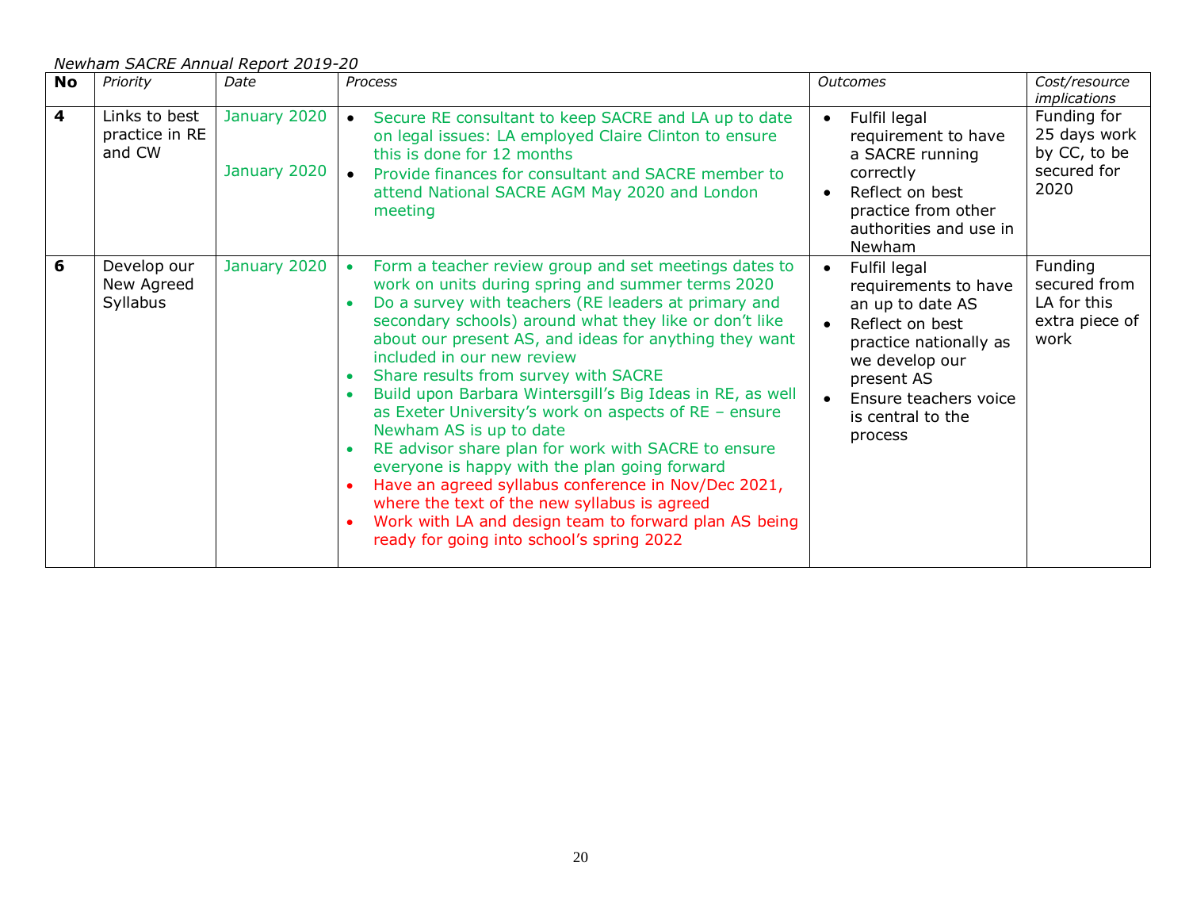*Newham SACRE Annual Report 2019-20*

| **No** | *Priority* | *Date* | *Process* | *Outcomes* | *Cost/resource implications* |
|---|---|---|---|---|---|
| **4** | Links to best practice in RE and CW | January 2020<br><br>January 2020 | • Secure RE consultant to keep SACRE and LA up to date on legal issues: LA employed Claire Clinton to ensure this is done for 12 months<br>• Provide finances for consultant and SACRE member to attend National SACRE AGM May 2020 and London meeting | • Fulfil legal requirement to have a SACRE running correctly<br>• Reflect on best practice from other authorities and use in Newham | Funding for 25 days work by CC, to be secured for 2020 |
| **6** | Develop our New Agreed Syllabus | January 2020 | • Form a teacher review group and set meetings dates to work on units during spring and summer terms 2020<br>• Do a survey with teachers (RE leaders at primary and secondary schools) around what they like or don't like about our present AS, and ideas for anything they want included in our new review<br>• Share results from survey with SACRE<br>• Build upon Barbara Wintersgill's Big Ideas in RE, as well as Exeter University's work on aspects of RE – ensure Newham AS is up to date<br>• RE advisor share plan for work with SACRE to ensure everyone is happy with the plan going forward<br>• Have an agreed syllabus conference in Nov/Dec 2021, where the text of the new syllabus is agreed<br>• Work with LA and design team to forward plan AS being ready for going into school's spring 2022 | • Fulfil legal requirements to have an up to date AS<br>• Reflect on best practice nationally as we develop our present AS<br>• Ensure teachers voice is central to the process | Funding secured from LA for this extra piece of work |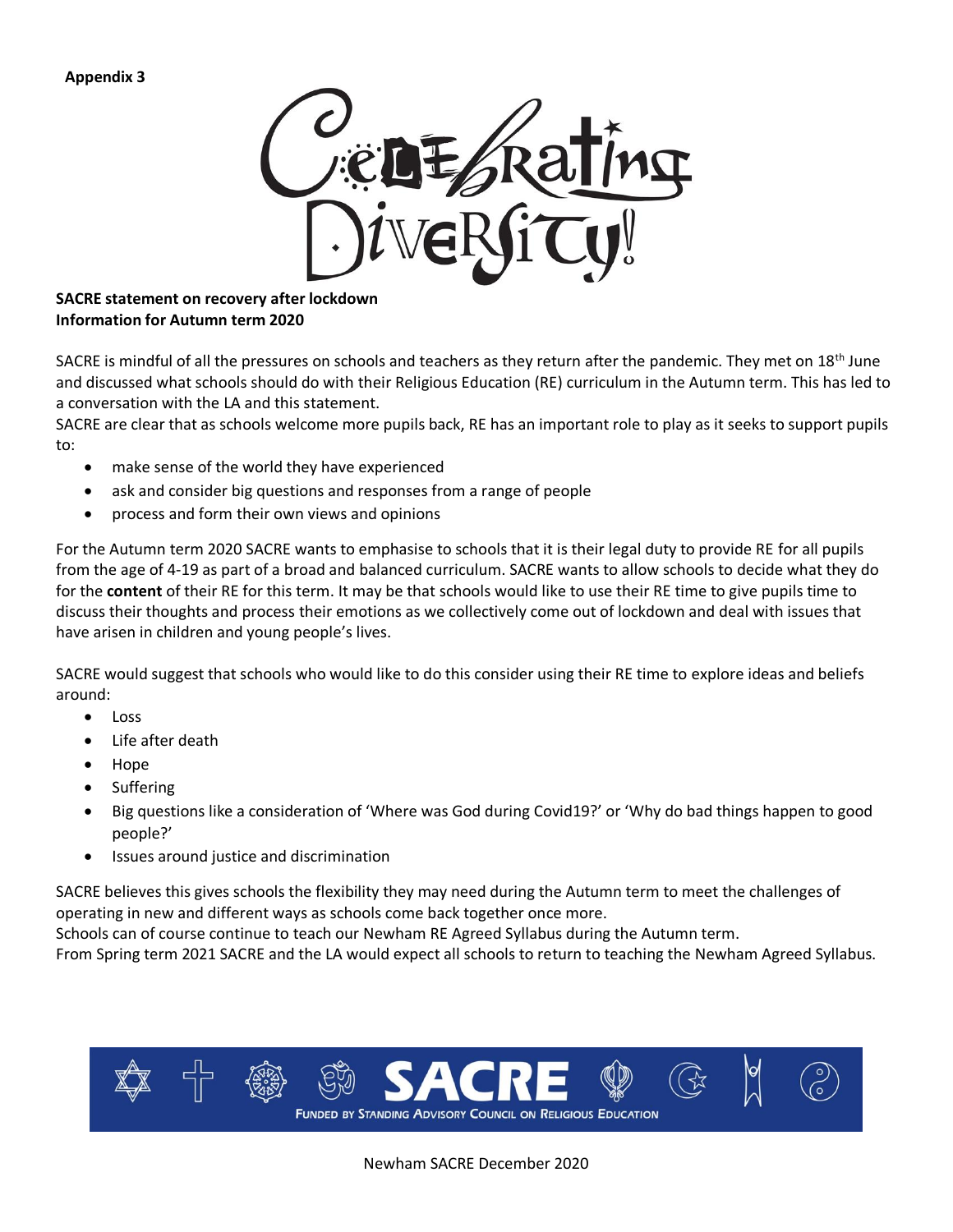**Appendix 3**

Celebrating Diversity!

**SACRE statement on recovery after lockdown**
**Information for Autumn term 2020**

SACRE is mindful of all the pressures on schools and teachers as they return after the pandemic. They met on 18th June and discussed what schools should do with their Religious Education (RE) curriculum in the Autumn term. This has led to a conversation with the LA and this statement.

SACRE are clear that as schools welcome more pupils back, RE has an important role to play as it seeks to support pupils to:

- make sense of the world they have experienced
- ask and consider big questions and responses from a range of people
- process and form their own views and opinions

For the Autumn term 2020 SACRE wants to emphasise to schools that it is their legal duty to provide RE for all pupils from the age of 4-19 as part of a broad and balanced curriculum. SACRE wants to allow schools to decide what they do for the **content** of their RE for this term. It may be that schools would like to use their RE time to give pupils time to discuss their thoughts and process their emotions as we collectively come out of lockdown and deal with issues that have arisen in children and young people's lives.

SACRE would suggest that schools who would like to do this consider using their RE time to explore ideas and beliefs around:

- Loss
- Life after death
- Hope
- Suffering
- Big questions like a consideration of 'Where was God during Covid19?' or 'Why do bad things happen to good people?'
- Issues around justice and discrimination

SACRE believes this gives schools the flexibility they may need during the Autumn term to meet the challenges of operating in new and different ways as schools come back together once more.

Schools can of course continue to teach our Newham RE Agreed Syllabus during the Autumn term.

From Spring term 2021 SACRE and the LA would expect all schools to return to teaching the Newham Agreed Syllabus.

SACRE

FUNDED BY STANDING ADVISORY COUNCIL ON RELIGIOUS EDUCATION

Newham SACRE December 2020